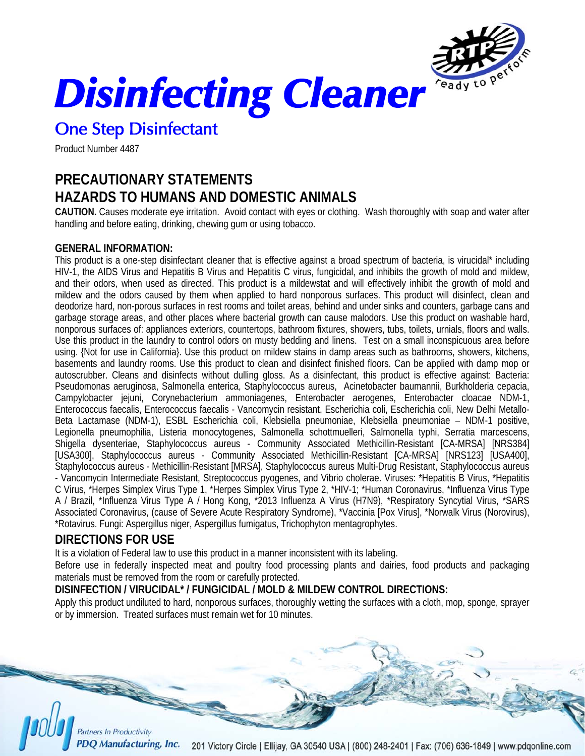# Disinfecting Cleaner

## One Step Disinfectant

Product Number 4487

## PRECAUTIONARY STATEMENTS
## HAZARDS TO HUMANS AND DOMESTIC ANIMALS

**CAUTION.** Causes moderate eye irritation. Avoid contact with eyes or clothing. Wash thoroughly with soap and water after handling and before eating, drinking, chewing gum or using tobacco.

**GENERAL INFORMATION:**

This product is a one-step disinfectant cleaner that is effective against a broad spectrum of bacteria, is virucidal* including HIV-1, the AIDS Virus and Hepatitis B Virus and Hepatitis C virus, fungicidal, and inhibits the growth of mold and mildew, and their odors, when used as directed. This product is a mildewstat and will effectively inhibit the growth of mold and mildew and the odors caused by them when applied to hard nonporous surfaces. This product will disinfect, clean and deodorize hard, non-porous surfaces in rest rooms and toilet areas, behind and under sinks and counters, garbage cans and garbage storage areas, and other places where bacterial growth can cause malodors. Use this product on washable hard, nonporous surfaces of: appliances exteriors, countertops, bathroom fixtures, showers, tubs, toilets, urnials, floors and walls. Use this product in the laundry to control odors on musty bedding and linens. Test on a small inconspicuous area before using. {Not for use in California}. Use this product on mildew stains in damp areas such as bathrooms, showers, kitchens, basements and laundry rooms. Use this product to clean and disinfect finished floors. Can be applied with damp mop or autoscrubber. Cleans and disinfects without dulling gloss. As a disinfectant, this product is effective against: Bacteria: Pseudomonas aeruginosa, Salmonella enterica, Staphylococcus aureus, Acinetobacter baumannii, Burkholderia cepacia, Campylobacter jejuni, Corynebacterium ammoniagenes, Enterobacter aerogenes, Enterobacter cloacae NDM-1, Enterococcus faecalis, Enterococcus faecalis - Vancomycin resistant, Escherichia coli, Escherichia coli, New Delhi Metallo-Beta Lactamase (NDM-1), ESBL Escherichia coli, Klebsiella pneumoniae, Klebsiella pneumoniae – NDM-1 positive, Legionella pneumophilia, Listeria monocytogenes, Salmonella schottmuelleri, Salmonella typhi, Serratia marcescens, Shigella dysenteriae, Staphylococcus aureus - Community Associated Methicillin-Resistant [CA-MRSA] [NRS384] [USA300], Staphylococcus aureus - Community Associated Methicillin-Resistant [CA-MRSA] [NRS123] [USA400], Staphylococcus aureus - Methicillin-Resistant [MRSA], Staphylococcus aureus Multi-Drug Resistant, Staphylococcus aureus - Vancomycin Intermediate Resistant, Streptococcus pyogenes, and Vibrio cholerae. Viruses: *Hepatitis B Virus, *Hepatitis C Virus, *Herpes Simplex Virus Type 1, *Herpes Simplex Virus Type 2, *HIV-1; *Human Coronavirus, *Influenza Virus Type A / Brazil, *Influenza Virus Type A / Hong Kong, *2013 Influenza A Virus (H7N9), *Respiratory Syncytial Virus, *SARS Associated Coronavirus, (cause of Severe Acute Respiratory Syndrome), *Vaccinia [Pox Virus], *Norwalk Virus (Norovirus), *Rotavirus. Fungi: Aspergillus niger, Aspergillus fumigatus, Trichophyton mentagrophytes.

## DIRECTIONS FOR USE

It is a violation of Federal law to use this product in a manner inconsistent with its labeling.

Before use in federally inspected meat and poultry food processing plants and dairies, food products and packaging materials must be removed from the room or carefully protected.

**DISINFECTION / VIRUCIDAL* / FUNGICIDAL / MOLD & MILDEW CONTROL DIRECTIONS:**

Apply this product undiluted to hard, nonporous surfaces, thoroughly wetting the surfaces with a cloth, mop, sponge, sprayer or by immersion. Treated surfaces must remain wet for 10 minutes.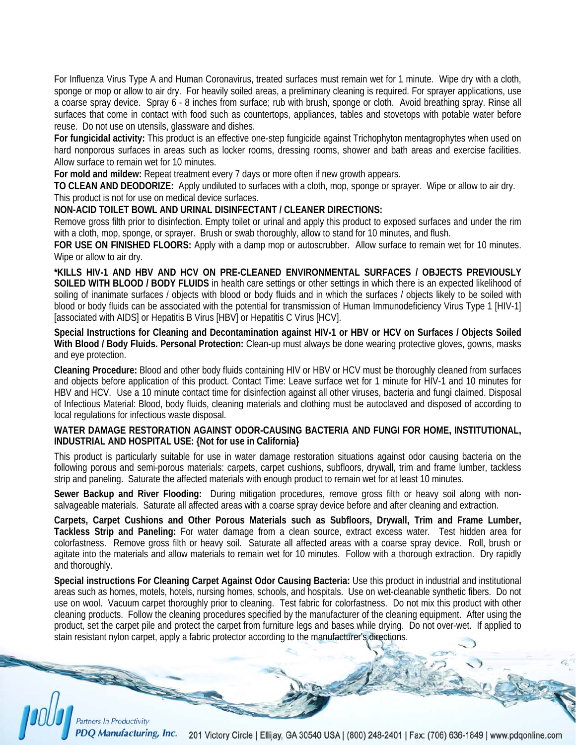For Influenza Virus Type A and Human Coronavirus, treated surfaces must remain wet for 1 minute. Wipe dry with a cloth, sponge or mop or allow to air dry. For heavily soiled areas, a preliminary cleaning is required. For sprayer applications, use a coarse spray device. Spray 6 - 8 inches from surface; rub with brush, sponge or cloth. Avoid breathing spray. Rinse all surfaces that come in contact with food such as countertops, appliances, tables and stovetops with potable water before reuse. Do not use on utensils, glassware and dishes.

**For fungicidal activity:** This product is an effective one-step fungicide against Trichophyton mentagrophytes when used on hard nonporous surfaces in areas such as locker rooms, dressing rooms, shower and bath areas and exercise facilities. Allow surface to remain wet for 10 minutes.

**For mold and mildew:** Repeat treatment every 7 days or more often if new growth appears.

**TO CLEAN AND DEODORIZE:** Apply undiluted to surfaces with a cloth, mop, sponge or sprayer. Wipe or allow to air dry. This product is not for use on medical device surfaces.

**NON-ACID TOILET BOWL AND URINAL DISINFECTANT / CLEANER DIRECTIONS:**

Remove gross filth prior to disinfection. Empty toilet or urinal and apply this product to exposed surfaces and under the rim with a cloth, mop, sponge, or sprayer. Brush or swab thoroughly, allow to stand for 10 minutes, and flush.

**FOR USE ON FINISHED FLOORS:** Apply with a damp mop or autoscrubber. Allow surface to remain wet for 10 minutes. Wipe or allow to air dry.

***KILLS HIV-1 AND HBV AND HCV ON PRE-CLEANED ENVIRONMENTAL SURFACES / OBJECTS PREVIOUSLY SOILED WITH BLOOD / BODY FLUIDS** in health care settings or other settings in which there is an expected likelihood of soiling of inanimate surfaces / objects with blood or body fluids and in which the surfaces / objects likely to be soiled with blood or body fluids can be associated with the potential for transmission of Human Immunodeficiency Virus Type 1 [HIV-1] [associated with AIDS] or Hepatitis B Virus [HBV] or Hepatitis C Virus [HCV].

**Special Instructions for Cleaning and Decontamination against HIV-1 or HBV or HCV on Surfaces / Objects Soiled With Blood / Body Fluids. Personal Protection:** Clean-up must always be done wearing protective gloves, gowns, masks and eye protection.

**Cleaning Procedure:** Blood and other body fluids containing HIV or HBV or HCV must be thoroughly cleaned from surfaces and objects before application of this product. Contact Time: Leave surface wet for 1 minute for HIV-1 and 10 minutes for HBV and HCV. Use a 10 minute contact time for disinfection against all other viruses, bacteria and fungi claimed. Disposal of Infectious Material: Blood, body fluids, cleaning materials and clothing must be autoclaved and disposed of according to local regulations for infectious waste disposal.

**WATER DAMAGE RESTORATION AGAINST ODOR-CAUSING BACTERIA AND FUNGI FOR HOME, INSTITUTIONAL, INDUSTRIAL AND HOSPITAL USE: {Not for use in California}**

This product is particularly suitable for use in water damage restoration situations against odor causing bacteria on the following porous and semi-porous materials: carpets, carpet cushions, subfloors, drywall, trim and frame lumber, tackless strip and paneling. Saturate the affected materials with enough product to remain wet for at least 10 minutes.

**Sewer Backup and River Flooding:** During mitigation procedures, remove gross filth or heavy soil along with non-salvageable materials. Saturate all affected areas with a coarse spray device before and after cleaning and extraction.

**Carpets, Carpet Cushions and Other Porous Materials such as Subfloors, Drywall, Trim and Frame Lumber, Tackless Strip and Paneling:** For water damage from a clean source, extract excess water. Test hidden area for colorfastness. Remove gross filth or heavy soil. Saturate all affected areas with a coarse spray device. Roll, brush or agitate into the materials and allow materials to remain wet for 10 minutes. Follow with a thorough extraction. Dry rapidly and thoroughly.

**Special instructions For Cleaning Carpet Against Odor Causing Bacteria:** Use this product in industrial and institutional areas such as homes, motels, hotels, nursing homes, schools, and hospitals. Use on wet-cleanable synthetic fibers. Do not use on wool. Vacuum carpet thoroughly prior to cleaning. Test fabric for colorfastness. Do not mix this product with other cleaning products. Follow the cleaning procedures specified by the manufacturer of the cleaning equipment. After using the product, set the carpet pile and protect the carpet from furniture legs and bases while drying. Do not over-wet. If applied to stain resistant nylon carpet, apply a fabric protector according to the manufacturer's directions.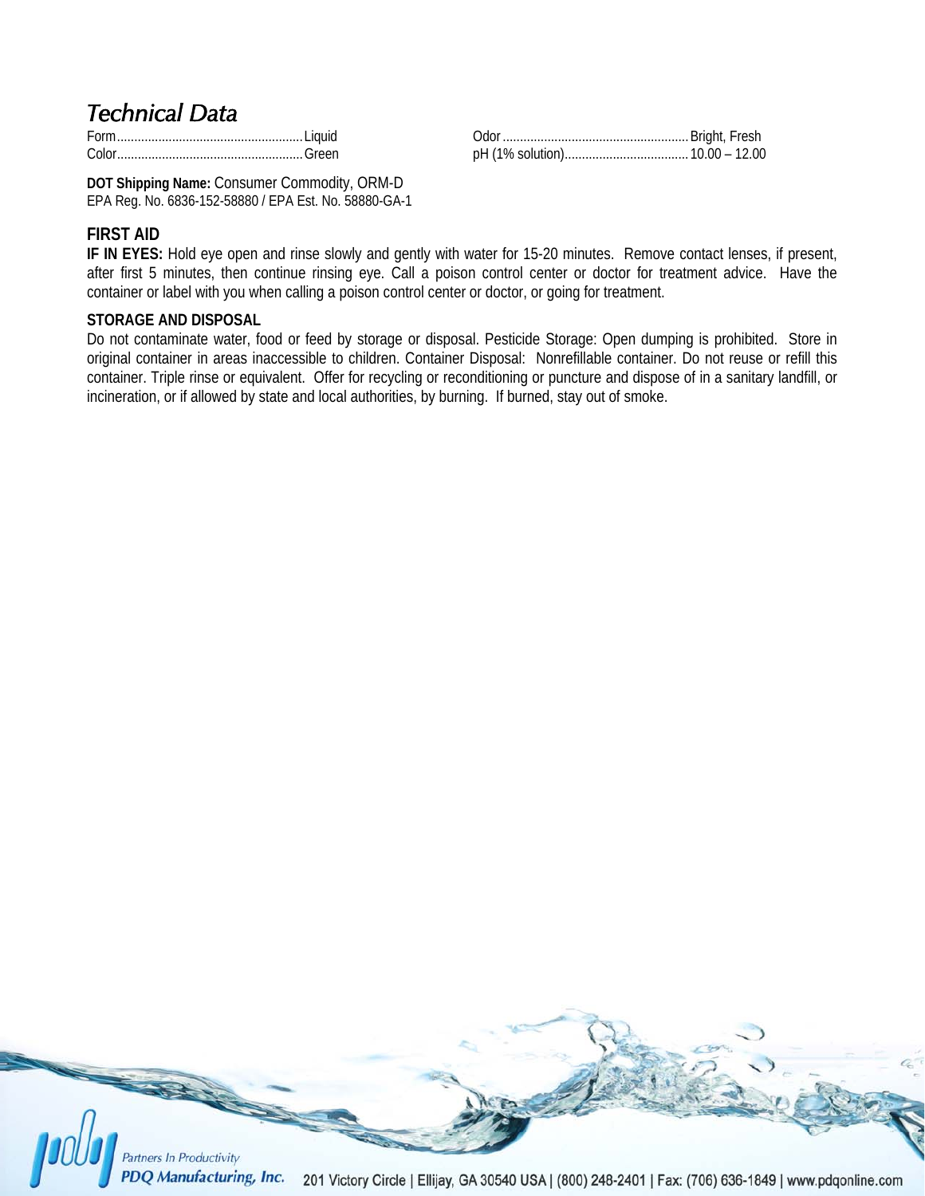## *Technical Data*

| | |
|---|---|
| Form | Liquid |
| Color | Green |
| Odor | Bright, Fresh |
| pH (1% solution) | 10.00 – 12.00 |

**DOT Shipping Name:** Consumer Commodity, ORM-D
EPA Reg. No. 6836-152-58880 / EPA Est. No. 58880-GA-1

### FIRST AID

**IF IN EYES:** Hold eye open and rinse slowly and gently with water for 15-20 minutes. Remove contact lenses, if present, after first 5 minutes, then continue rinsing eye. Call a poison control center or doctor for treatment advice. Have the container or label with you when calling a poison control center or doctor, or going for treatment.

### STORAGE AND DISPOSAL

Do not contaminate water, food or feed by storage or disposal. Pesticide Storage: Open dumping is prohibited. Store in original container in areas inaccessible to children. Container Disposal: Nonrefillable container. Do not reuse or refill this container. Triple rinse or equivalent. Offer for recycling or reconditioning or puncture and dispose of in a sanitary landfill, or incineration, or if allowed by state and local authorities, by burning. If burned, stay out of smoke.

*Partners In Productivity*
***PDQ Manufacturing, Inc.*** 201 Victory Circle | Ellijay, GA 30540 USA | (800) 248-2401 | Fax: (706) 636-1849 | www.pdqonline.com